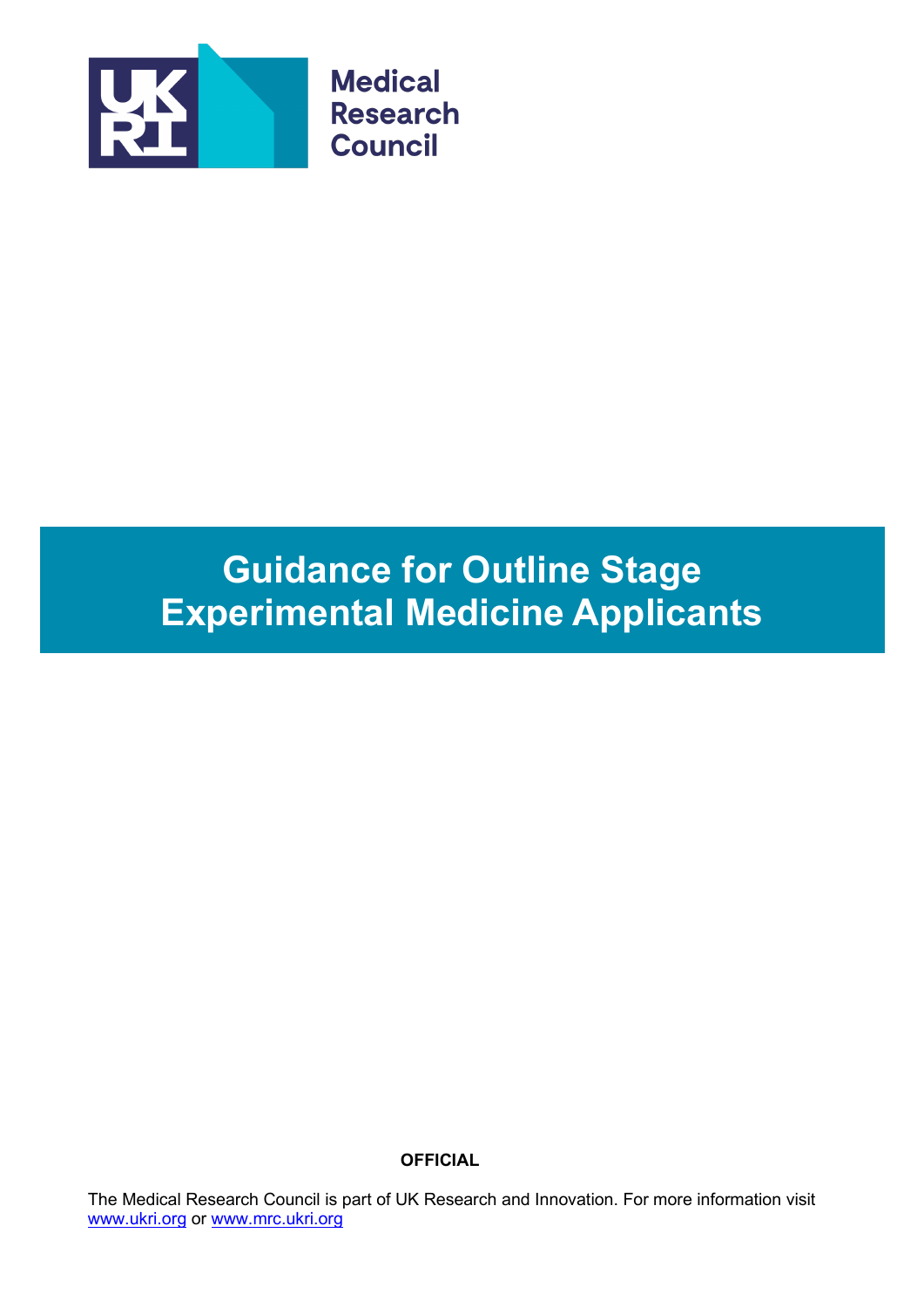Medical Research Council

# Guidance for Outline Stage Experimental Medicine Applicants

**OFFICIAL**

The Medical Research Council is part of UK Research and Innovation. For more information visit [www.ukri.org](http://www.ukri.org) or [www.mrc.ukri.org](http://www.mrc.ukri.org)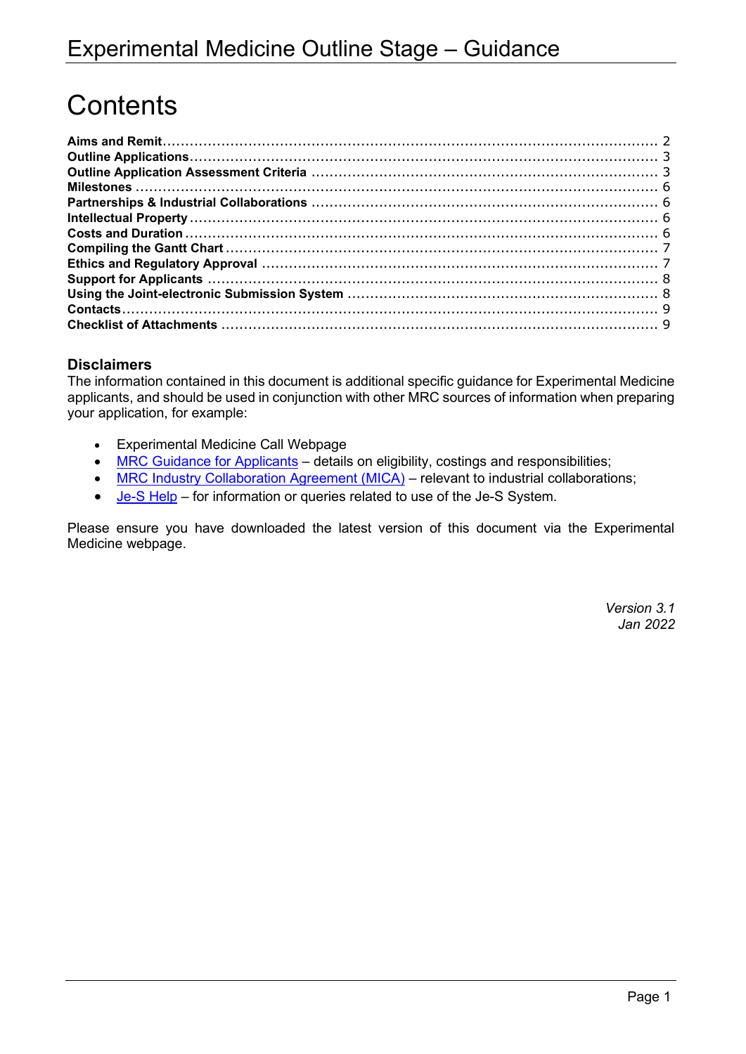# Contents

**Aims and Remit** ........................................................................................................... 2
**Outline Applications** ................................................................................................... 3
**Outline Application Assessment Criteria** .................................................................... 3
**Milestones** ................................................................................................................... 6
**Partnerships & Industrial Collaborations** .................................................................... 6
**Intellectual Property** .................................................................................................... 6
**Costs and Duration** ..................................................................................................... 6
**Compiling the Gantt Chart** .......................................................................................... 7
**Ethics and Regulatory Approval** ................................................................................. 7
**Support for Applicants** ................................................................................................ 8
**Using the Joint-electronic Submission System** ........................................................... 8
**Contacts** ...................................................................................................................... 9
**Checklist of Attachments** ............................................................................................ 9

### Disclaimers

The information contained in this document is additional specific guidance for Experimental Medicine applicants, and should be used in conjunction with other MRC sources of information when preparing your application, for example:

- Experimental Medicine Call Webpage
- MRC Guidance for Applicants – details on eligibility, costings and responsibilities;
- MRC Industry Collaboration Agreement (MICA) – relevant to industrial collaborations;
- Je-S Help – for information or queries related to use of the Je-S System.

Please ensure you have downloaded the latest version of this document via the Experimental Medicine webpage.

*Version 3.1*
*Jan 2022*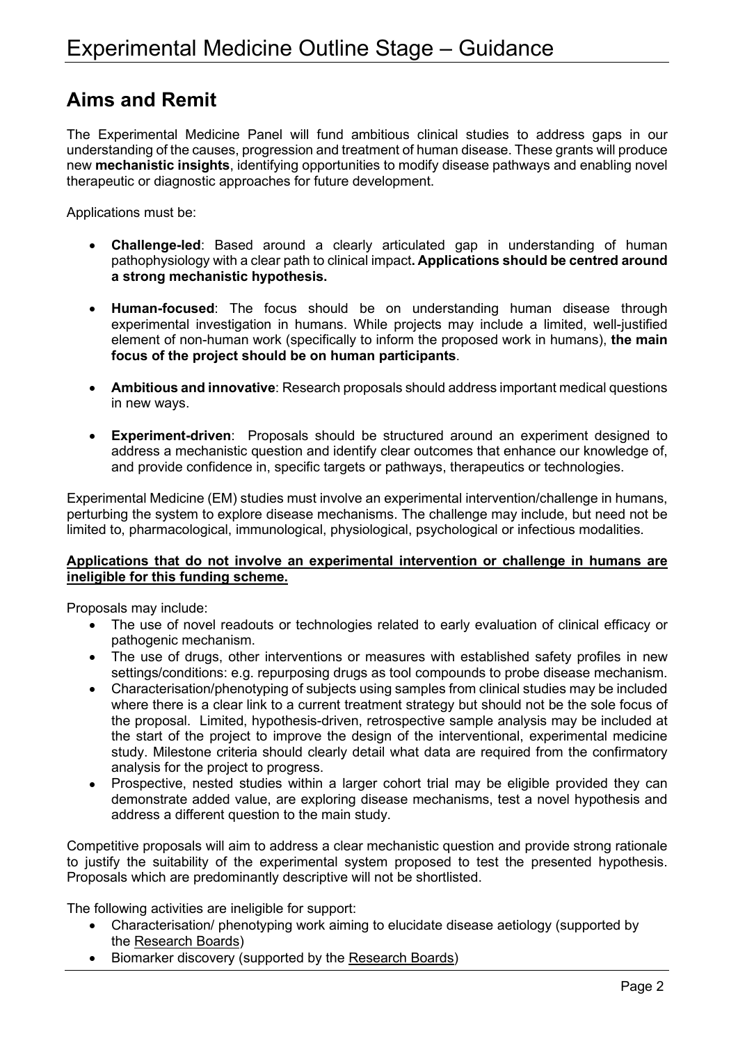# Experimental Medicine Outline Stage – Guidance

## Aims and Remit

The Experimental Medicine Panel will fund ambitious clinical studies to address gaps in our understanding of the causes, progression and treatment of human disease. These grants will produce new **mechanistic insights**, identifying opportunities to modify disease pathways and enabling novel therapeutic or diagnostic approaches for future development.

Applications must be:

- **Challenge-led**: Based around a clearly articulated gap in understanding of human pathophysiology with a clear path to clinical impact**. Applications should be centred around a strong mechanistic hypothesis.**

- **Human-focused**: The focus should be on understanding human disease through experimental investigation in humans. While projects may include a limited, well-justified element of non-human work (specifically to inform the proposed work in humans), **the main focus of the project should be on human participants**.

- **Ambitious and innovative**: Research proposals should address important medical questions in new ways.

- **Experiment-driven**: Proposals should be structured around an experiment designed to address a mechanistic question and identify clear outcomes that enhance our knowledge of, and provide confidence in, specific targets or pathways, therapeutics or technologies.

Experimental Medicine (EM) studies must involve an experimental intervention/challenge in humans, perturbing the system to explore disease mechanisms. The challenge may include, but need not be limited to, pharmacological, immunological, physiological, psychological or infectious modalities.

**Applications that do not involve an experimental intervention or challenge in humans are ineligible for this funding scheme.**

Proposals may include:

- The use of novel readouts or technologies related to early evaluation of clinical efficacy or pathogenic mechanism.
- The use of drugs, other interventions or measures with established safety profiles in new settings/conditions: e.g. repurposing drugs as tool compounds to probe disease mechanism.
- Characterisation/phenotyping of subjects using samples from clinical studies may be included where there is a clear link to a current treatment strategy but should not be the sole focus of the proposal. Limited, hypothesis-driven, retrospective sample analysis may be included at the start of the project to improve the design of the interventional, experimental medicine study. Milestone criteria should clearly detail what data are required from the confirmatory analysis for the project to progress.
- Prospective, nested studies within a larger cohort trial may be eligible provided they can demonstrate added value, are exploring disease mechanisms, test a novel hypothesis and address a different question to the main study.

Competitive proposals will aim to address a clear mechanistic question and provide strong rationale to justify the suitability of the experimental system proposed to test the presented hypothesis. Proposals which are predominantly descriptive will not be shortlisted.

The following activities are ineligible for support:

- Characterisation/ phenotyping work aiming to elucidate disease aetiology (supported by the Research Boards)
- Biomarker discovery (supported by the Research Boards)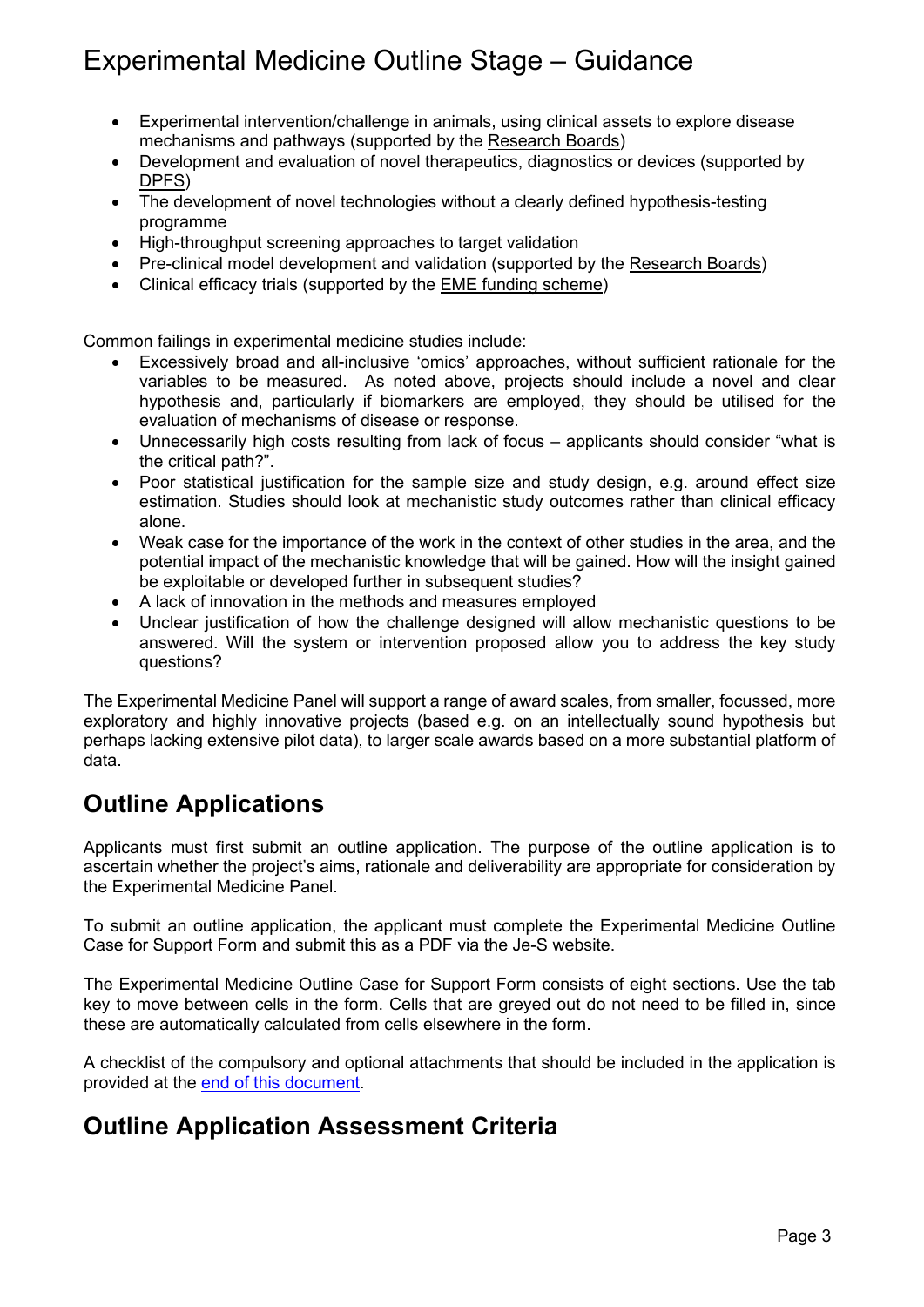- Experimental intervention/challenge in animals, using clinical assets to explore disease mechanisms and pathways (supported by the Research Boards)
- Development and evaluation of novel therapeutics, diagnostics or devices (supported by DPFS)
- The development of novel technologies without a clearly defined hypothesis-testing programme
- High-throughput screening approaches to target validation
- Pre-clinical model development and validation (supported by the Research Boards)
- Clinical efficacy trials (supported by the EME funding scheme)

Common failings in experimental medicine studies include:

- Excessively broad and all-inclusive 'omics' approaches, without sufficient rationale for the variables to be measured. As noted above, projects should include a novel and clear hypothesis and, particularly if biomarkers are employed, they should be utilised for the evaluation of mechanisms of disease or response.
- Unnecessarily high costs resulting from lack of focus – applicants should consider "what is the critical path?".
- Poor statistical justification for the sample size and study design, e.g. around effect size estimation. Studies should look at mechanistic study outcomes rather than clinical efficacy alone.
- Weak case for the importance of the work in the context of other studies in the area, and the potential impact of the mechanistic knowledge that will be gained. How will the insight gained be exploitable or developed further in subsequent studies?
- A lack of innovation in the methods and measures employed
- Unclear justification of how the challenge designed will allow mechanistic questions to be answered. Will the system or intervention proposed allow you to address the key study questions?

The Experimental Medicine Panel will support a range of award scales, from smaller, focussed, more exploratory and highly innovative projects (based e.g. on an intellectually sound hypothesis but perhaps lacking extensive pilot data), to larger scale awards based on a more substantial platform of data.

## Outline Applications

Applicants must first submit an outline application. The purpose of the outline application is to ascertain whether the project's aims, rationale and deliverability are appropriate for consideration by the Experimental Medicine Panel.

To submit an outline application, the applicant must complete the Experimental Medicine Outline Case for Support Form and submit this as a PDF via the Je-S website.

The Experimental Medicine Outline Case for Support Form consists of eight sections. Use the tab key to move between cells in the form. Cells that are greyed out do not need to be filled in, since these are automatically calculated from cells elsewhere in the form.

A checklist of the compulsory and optional attachments that should be included in the application is provided at the end of this document.

## Outline Application Assessment Criteria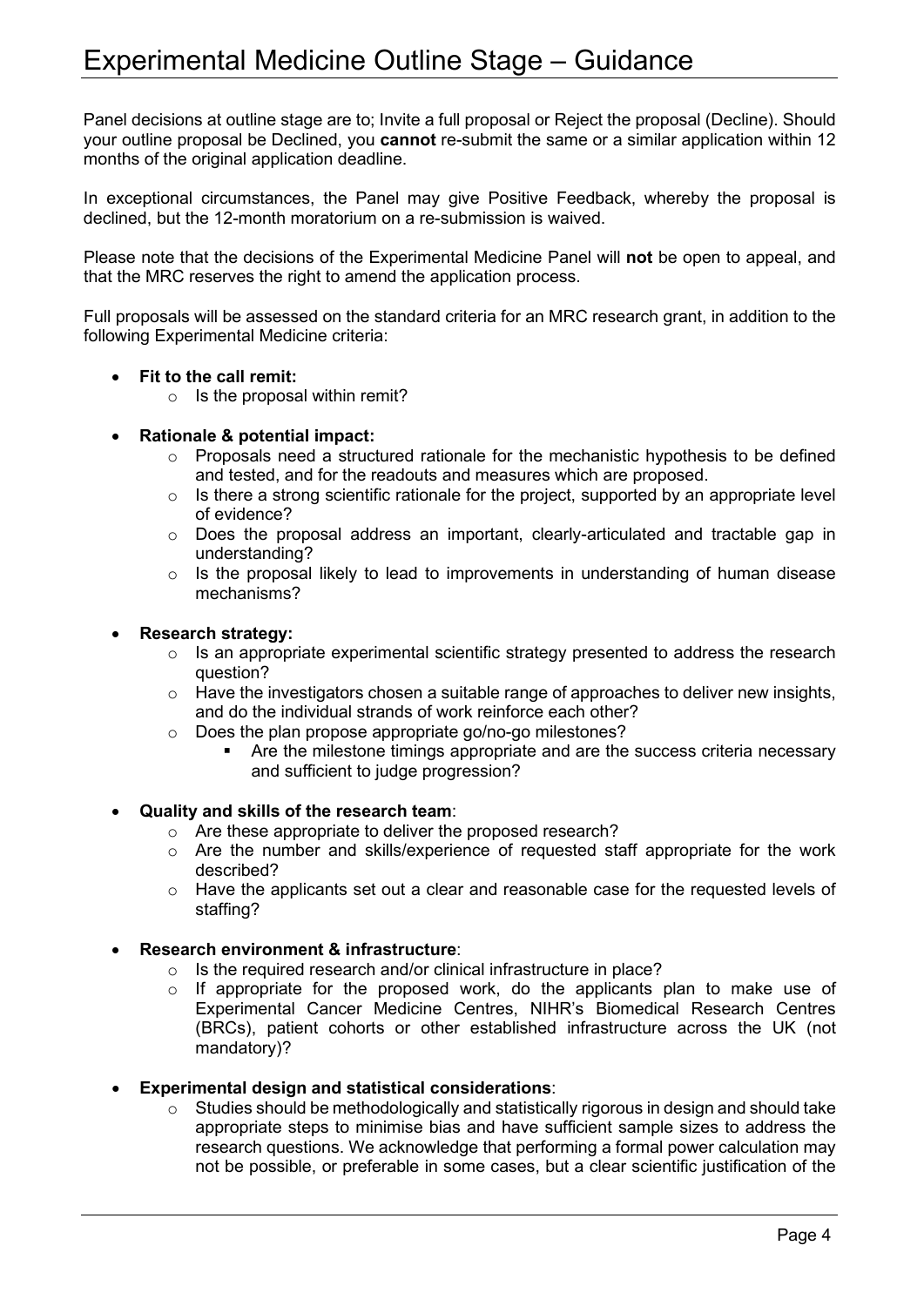# Experimental Medicine Outline Stage – Guidance

Panel decisions at outline stage are to; Invite a full proposal or Reject the proposal (Decline). Should your outline proposal be Declined, you **cannot** re-submit the same or a similar application within 12 months of the original application deadline.

In exceptional circumstances, the Panel may give Positive Feedback, whereby the proposal is declined, but the 12-month moratorium on a re-submission is waived.

Please note that the decisions of the Experimental Medicine Panel will **not** be open to appeal, and that the MRC reserves the right to amend the application process.

Full proposals will be assessed on the standard criteria for an MRC research grant, in addition to the following Experimental Medicine criteria:

- **Fit to the call remit:**
  - Is the proposal within remit?
- **Rationale & potential impact:**
  - Proposals need a structured rationale for the mechanistic hypothesis to be defined and tested, and for the readouts and measures which are proposed.
  - Is there a strong scientific rationale for the project, supported by an appropriate level of evidence?
  - Does the proposal address an important, clearly-articulated and tractable gap in understanding?
  - Is the proposal likely to lead to improvements in understanding of human disease mechanisms?
- **Research strategy:**
  - Is an appropriate experimental scientific strategy presented to address the research question?
  - Have the investigators chosen a suitable range of approaches to deliver new insights, and do the individual strands of work reinforce each other?
  - Does the plan propose appropriate go/no-go milestones?
    - Are the milestone timings appropriate and are the success criteria necessary and sufficient to judge progression?
- **Quality and skills of the research team**:
  - Are these appropriate to deliver the proposed research?
  - Are the number and skills/experience of requested staff appropriate for the work described?
  - Have the applicants set out a clear and reasonable case for the requested levels of staffing?
- **Research environment & infrastructure**:
  - Is the required research and/or clinical infrastructure in place?
  - If appropriate for the proposed work, do the applicants plan to make use of Experimental Cancer Medicine Centres, NIHR's Biomedical Research Centres (BRCs), patient cohorts or other established infrastructure across the UK (not mandatory)?
- **Experimental design and statistical considerations**:
  - Studies should be methodologically and statistically rigorous in design and should take appropriate steps to minimise bias and have sufficient sample sizes to address the research questions. We acknowledge that performing a formal power calculation may not be possible, or preferable in some cases, but a clear scientific justification of the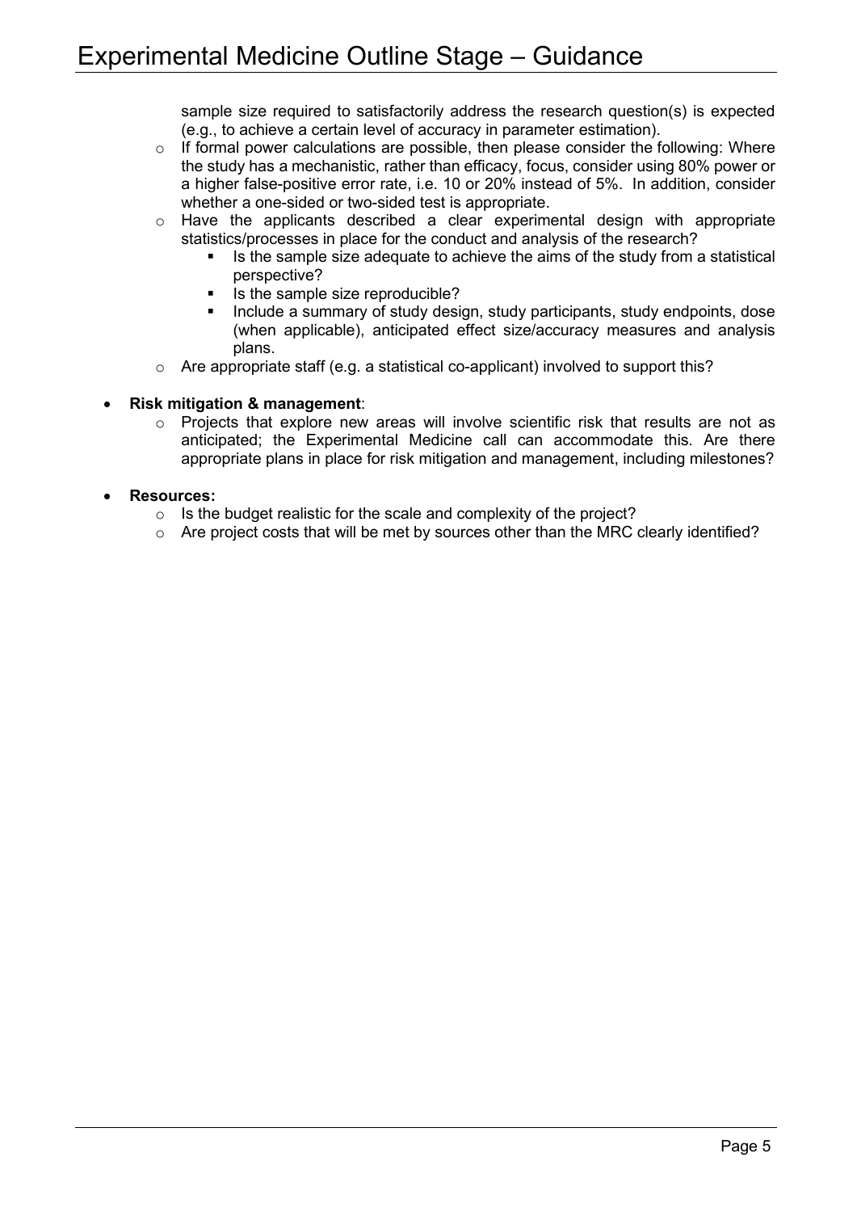sample size required to satisfactorily address the research question(s) is expected (e.g., to achieve a certain level of accuracy in parameter estimation).
    - If formal power calculations are possible, then please consider the following: Where the study has a mechanistic, rather than efficacy, focus, consider using 80% power or a higher false-positive error rate, i.e. 10 or 20% instead of 5%. In addition, consider whether a one-sided or two-sided test is appropriate.
    - Have the applicants described a clear experimental design with appropriate statistics/processes in place for the conduct and analysis of the research?
        - Is the sample size adequate to achieve the aims of the study from a statistical perspective?
        - Is the sample size reproducible?
        - Include a summary of study design, study participants, study endpoints, dose (when applicable), anticipated effect size/accuracy measures and analysis plans.
    - Are appropriate staff (e.g. a statistical co-applicant) involved to support this?

- **Risk mitigation & management**:
    - Projects that explore new areas will involve scientific risk that results are not as anticipated; the Experimental Medicine call can accommodate this. Are there appropriate plans in place for risk mitigation and management, including milestones?

- **Resources:**
    - Is the budget realistic for the scale and complexity of the project?
    - Are project costs that will be met by sources other than the MRC clearly identified?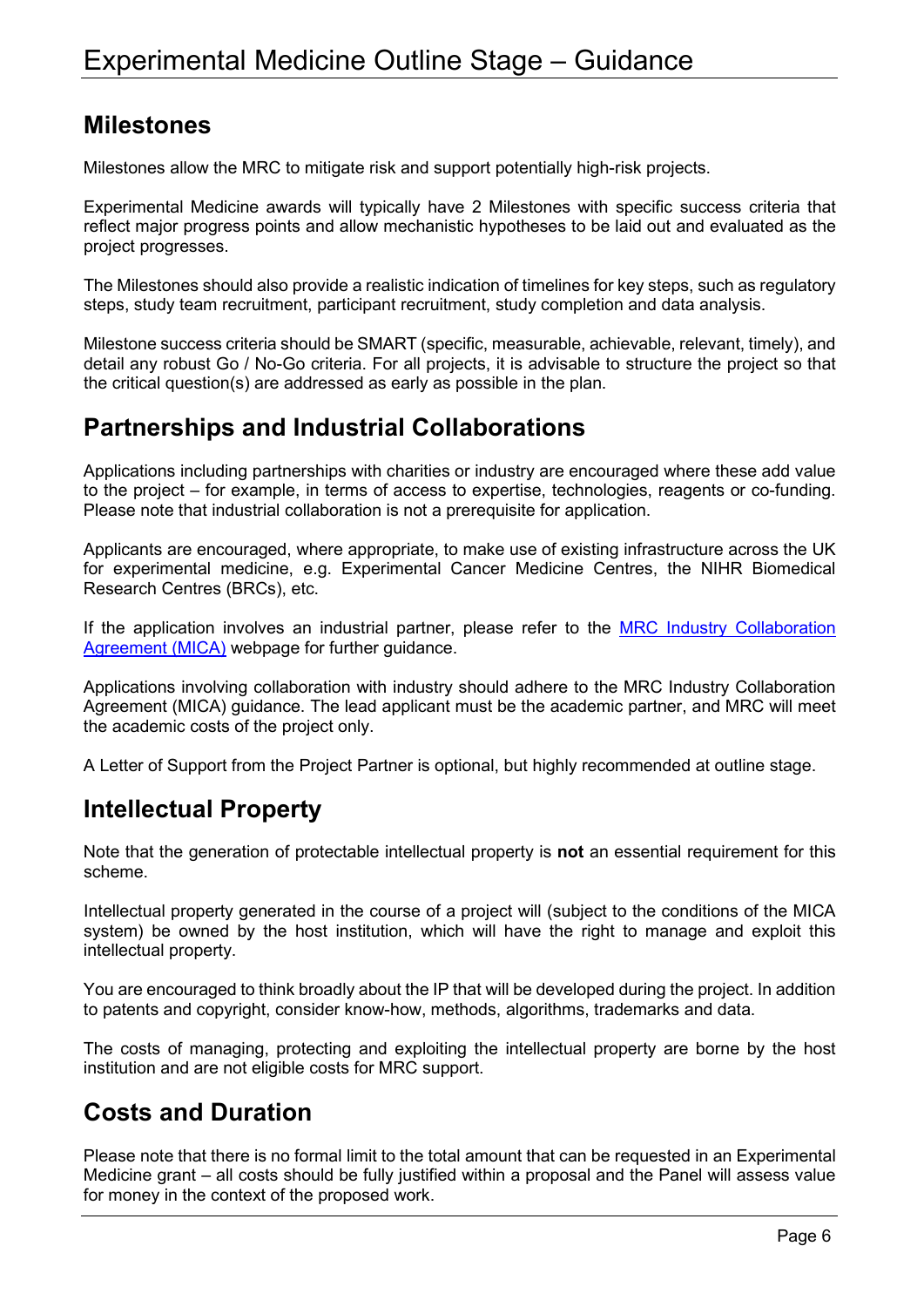## Milestones

Milestones allow the MRC to mitigate risk and support potentially high-risk projects.

Experimental Medicine awards will typically have 2 Milestones with specific success criteria that reflect major progress points and allow mechanistic hypotheses to be laid out and evaluated as the project progresses.

The Milestones should also provide a realistic indication of timelines for key steps, such as regulatory steps, study team recruitment, participant recruitment, study completion and data analysis.

Milestone success criteria should be SMART (specific, measurable, achievable, relevant, timely), and detail any robust Go / No-Go criteria. For all projects, it is advisable to structure the project so that the critical question(s) are addressed as early as possible in the plan.

## Partnerships and Industrial Collaborations

Applications including partnerships with charities or industry are encouraged where these add value to the project – for example, in terms of access to expertise, technologies, reagents or co-funding. Please note that industrial collaboration is not a prerequisite for application.

Applicants are encouraged, where appropriate, to make use of existing infrastructure across the UK for experimental medicine, e.g. Experimental Cancer Medicine Centres, the NIHR Biomedical Research Centres (BRCs), etc.

If the application involves an industrial partner, please refer to the MRC Industry Collaboration Agreement (MICA) webpage for further guidance.

Applications involving collaboration with industry should adhere to the MRC Industry Collaboration Agreement (MICA) guidance. The lead applicant must be the academic partner, and MRC will meet the academic costs of the project only.

A Letter of Support from the Project Partner is optional, but highly recommended at outline stage.

## Intellectual Property

Note that the generation of protectable intellectual property is **not** an essential requirement for this scheme.

Intellectual property generated in the course of a project will (subject to the conditions of the MICA system) be owned by the host institution, which will have the right to manage and exploit this intellectual property.

You are encouraged to think broadly about the IP that will be developed during the project. In addition to patents and copyright, consider know-how, methods, algorithms, trademarks and data.

The costs of managing, protecting and exploiting the intellectual property are borne by the host institution and are not eligible costs for MRC support.

## Costs and Duration

Please note that there is no formal limit to the total amount that can be requested in an Experimental Medicine grant – all costs should be fully justified within a proposal and the Panel will assess value for money in the context of the proposed work.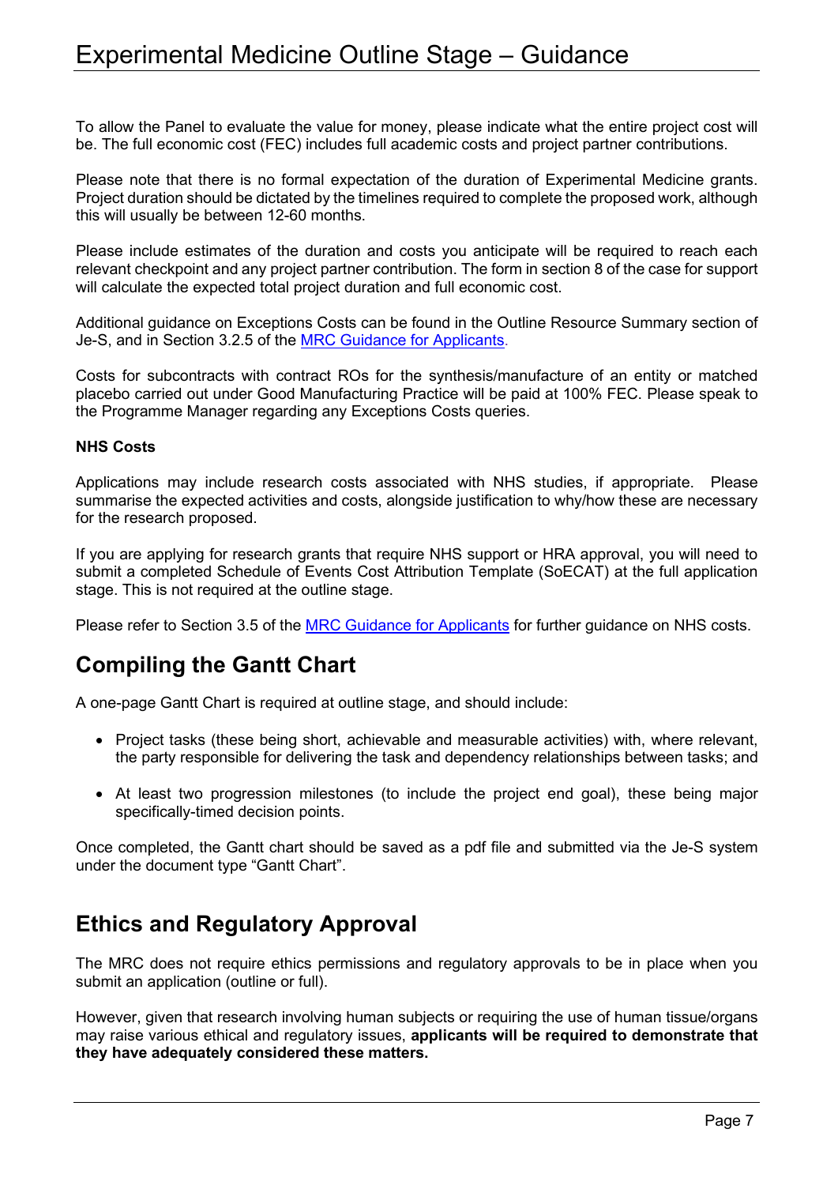To allow the Panel to evaluate the value for money, please indicate what the entire project cost will be. The full economic cost (FEC) includes full academic costs and project partner contributions.

Please note that there is no formal expectation of the duration of Experimental Medicine grants. Project duration should be dictated by the timelines required to complete the proposed work, although this will usually be between 12-60 months.

Please include estimates of the duration and costs you anticipate will be required to reach each relevant checkpoint and any project partner contribution. The form in section 8 of the case for support will calculate the expected total project duration and full economic cost.

Additional guidance on Exceptions Costs can be found in the Outline Resource Summary section of Je-S, and in Section 3.2.5 of the [MRC Guidance for Applicants](MRC Guidance for Applicants).

Costs for subcontracts with contract ROs for the synthesis/manufacture of an entity or matched placebo carried out under Good Manufacturing Practice will be paid at 100% FEC. Please speak to the Programme Manager regarding any Exceptions Costs queries.

**NHS Costs**

Applications may include research costs associated with NHS studies, if appropriate. Please summarise the expected activities and costs, alongside justification to why/how these are necessary for the research proposed.

If you are applying for research grants that require NHS support or HRA approval, you will need to submit a completed Schedule of Events Cost Attribution Template (SoECAT) at the full application stage. This is not required at the outline stage.

Please refer to Section 3.5 of the MRC Guidance for Applicants for further guidance on NHS costs.

## Compiling the Gantt Chart

A one-page Gantt Chart is required at outline stage, and should include:

- Project tasks (these being short, achievable and measurable activities) with, where relevant, the party responsible for delivering the task and dependency relationships between tasks; and
- At least two progression milestones (to include the project end goal), these being major specifically-timed decision points.

Once completed, the Gantt chart should be saved as a pdf file and submitted via the Je-S system under the document type "Gantt Chart".

## Ethics and Regulatory Approval

The MRC does not require ethics permissions and regulatory approvals to be in place when you submit an application (outline or full).

However, given that research involving human subjects or requiring the use of human tissue/organs may raise various ethical and regulatory issues, **applicants will be required to demonstrate that they have adequately considered these matters.**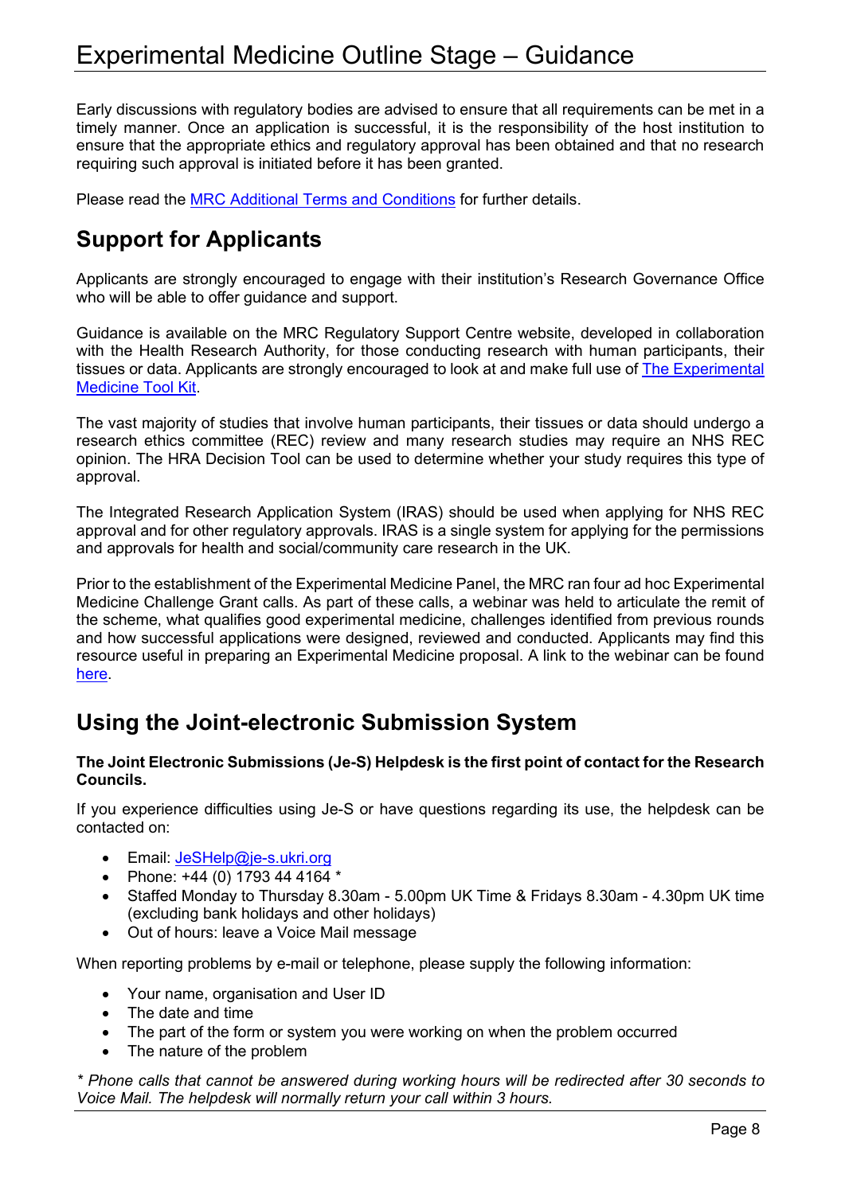Early discussions with regulatory bodies are advised to ensure that all requirements can be met in a timely manner. Once an application is successful, it is the responsibility of the host institution to ensure that the appropriate ethics and regulatory approval has been obtained and that no research requiring such approval is initiated before it has been granted.

Please read the MRC Additional Terms and Conditions for further details.

## Support for Applicants

Applicants are strongly encouraged to engage with their institution's Research Governance Office who will be able to offer guidance and support.

Guidance is available on the MRC Regulatory Support Centre website, developed in collaboration with the Health Research Authority, for those conducting research with human participants, their tissues or data. Applicants are strongly encouraged to look at and make full use of The Experimental Medicine Tool Kit.

The vast majority of studies that involve human participants, their tissues or data should undergo a research ethics committee (REC) review and many research studies may require an NHS REC opinion. The HRA Decision Tool can be used to determine whether your study requires this type of approval.

The Integrated Research Application System (IRAS) should be used when applying for NHS REC approval and for other regulatory approvals. IRAS is a single system for applying for the permissions and approvals for health and social/community care research in the UK.

Prior to the establishment of the Experimental Medicine Panel, the MRC ran four ad hoc Experimental Medicine Challenge Grant calls. As part of these calls, a webinar was held to articulate the remit of the scheme, what qualifies good experimental medicine, challenges identified from previous rounds and how successful applications were designed, reviewed and conducted. Applicants may find this resource useful in preparing an Experimental Medicine proposal. A link to the webinar can be found here.

## Using the Joint-electronic Submission System

**The Joint Electronic Submissions (Je-S) Helpdesk is the first point of contact for the Research Councils.**

If you experience difficulties using Je-S or have questions regarding its use, the helpdesk can be contacted on:

- Email: JeSHelp@je-s.ukri.org
- Phone: +44 (0) 1793 44 4164 *
- Staffed Monday to Thursday 8.30am - 5.00pm UK Time & Fridays 8.30am - 4.30pm UK time (excluding bank holidays and other holidays)
- Out of hours: leave a Voice Mail message

When reporting problems by e-mail or telephone, please supply the following information:

- Your name, organisation and User ID
- The date and time
- The part of the form or system you were working on when the problem occurred
- The nature of the problem

*\* Phone calls that cannot be answered during working hours will be redirected after 30 seconds to Voice Mail. The helpdesk will normally return your call within 3 hours.*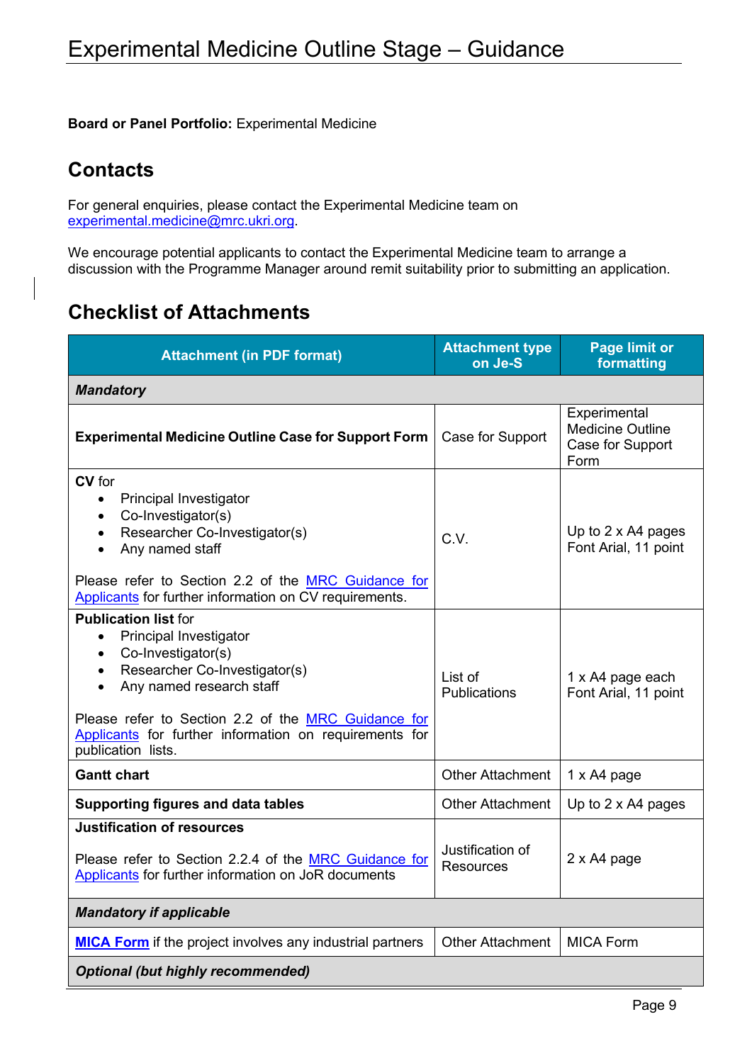# Experimental Medicine Outline Stage – Guidance

**Board or Panel Portfolio:** Experimental Medicine

## Contacts

For general enquiries, please contact the Experimental Medicine team on experimental.medicine@mrc.ukri.org.

We encourage potential applicants to contact the Experimental Medicine team to arrange a discussion with the Programme Manager around remit suitability prior to submitting an application.

## Checklist of Attachments

| Attachment (in PDF format) | Attachment type on Je-S | Page limit or formatting |
|---|---|---|
| ***Mandatory*** | | |
| **Experimental Medicine Outline Case for Support Form** | Case for Support | Experimental Medicine Outline Case for Support Form |
| **CV** for<br>• Principal Investigator<br>• Co-Investigator(s)<br>• Researcher Co-Investigator(s)<br>• Any named staff<br><br>Please refer to Section 2.2 of the MRC Guidance for Applicants for further information on CV requirements. | C.V. | Up to 2 x A4 pages<br>Font Arial, 11 point |
| **Publication list** for<br>• Principal Investigator<br>• Co-Investigator(s)<br>• Researcher Co-Investigator(s)<br>• Any named research staff<br><br>Please refer to Section 2.2 of the MRC Guidance for Applicants for further information on requirements for publication lists. | List of Publications | 1 x A4 page each<br>Font Arial, 11 point |
| **Gantt chart** | Other Attachment | 1 x A4 page |
| **Supporting figures and data tables** | Other Attachment | Up to 2 x A4 pages |
| **Justification of resources**<br><br>Please refer to Section 2.2.4 of the MRC Guidance for Applicants for further information on JoR documents | Justification of Resources | 2 x A4 page |
| ***Mandatory if applicable*** | | |
| **MICA Form** if the project involves any industrial partners | Other Attachment | MICA Form |
| ***Optional (but highly recommended)*** | | |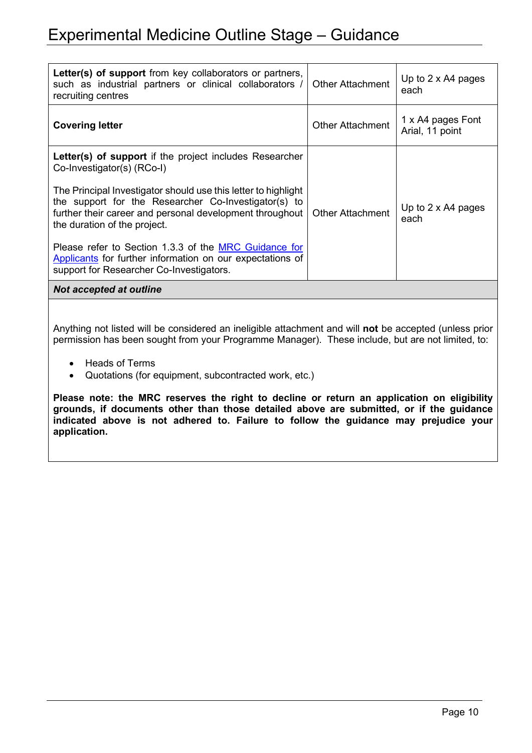| | | |
|---|---|---|
| **Letter(s) of support** from key collaborators or partners, such as industrial partners or clinical collaborators / recruiting centres | Other Attachment | Up to 2 x A4 pages each |
| **Covering letter** | Other Attachment | 1 x A4 pages Font Arial, 11 point |
| **Letter(s) of support** if the project includes Researcher Co-Investigator(s) (RCo-I)<br><br>The Principal Investigator should use this letter to highlight the support for the Researcher Co-Investigator(s) to further their career and personal development throughout the duration of the project.<br><br>Please refer to Section 1.3.3 of the [MRC Guidance for Applicants]() for further information on our expectations of support for Researcher Co-Investigators. | Other Attachment | Up to 2 x A4 pages each |

***Not accepted at outline***

Anything not listed will be considered an ineligible attachment and will **not** be accepted (unless prior permission has been sought from your Programme Manager). These include, but are not limited, to:

- Heads of Terms
- Quotations (for equipment, subcontracted work, etc.)

**Please note: the MRC reserves the right to decline or return an application on eligibility grounds, if documents other than those detailed above are submitted, or if the guidance indicated above is not adhered to. Failure to follow the guidance may prejudice your application.**